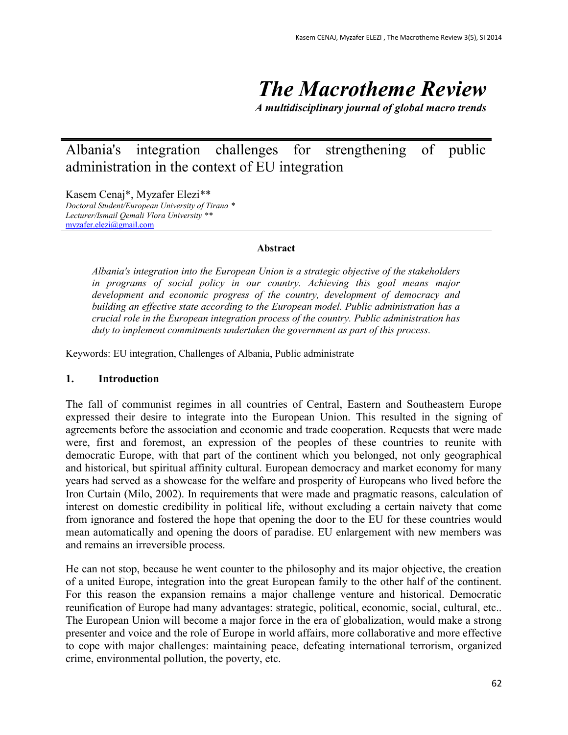# The Macrotheme Review

***A multidisciplinary journal of global macro trends***

## Albania's integration challenges for strengthening of public administration in the context of EU integration

Kasem Cenaj*, Myzafer Elezi**

*Doctoral Student/European University of Tirana **
*Lecturer/Ismail Qemali Vlora University ***
myzafer.elezi@gmail.com

**Abstract**

*Albania's integration into the European Union is a strategic objective of the stakeholders in programs of social policy in our country. Achieving this goal means major development and economic progress of the country, development of democracy and building an effective state according to the European model. Public administration has a crucial role in the European integration process of the country. Public administration has duty to implement commitments undertaken the government as part of this process.*

Keywords: EU integration, Challenges of Albania, Public administrate

### 1. Introduction

The fall of communist regimes in all countries of Central, Eastern and Southeastern Europe expressed their desire to integrate into the European Union. This resulted in the signing of agreements before the association and economic and trade cooperation. Requests that were made were, first and foremost, an expression of the peoples of these countries to reunite with democratic Europe, with that part of the continent which you belonged, not only geographical and historical, but spiritual affinity cultural. European democracy and market economy for many years had served as a showcase for the welfare and prosperity of Europeans who lived before the Iron Curtain (Milo, 2002). In requirements that were made and pragmatic reasons, calculation of interest on domestic credibility in political life, without excluding a certain naivety that come from ignorance and fostered the hope that opening the door to the EU for these countries would mean automatically and opening the doors of paradise. EU enlargement with new members was and remains an irreversible process.

He can not stop, because he went counter to the philosophy and its major objective, the creation of a united Europe, integration into the great European family to the other half of the continent. For this reason the expansion remains a major challenge venture and historical. Democratic reunification of Europe had many advantages: strategic, political, economic, social, cultural, etc.. The European Union will become a major force in the era of globalization, would make a strong presenter and voice and the role of Europe in world affairs, more collaborative and more effective to cope with major challenges: maintaining peace, defeating international terrorism, organized crime, environmental pollution, the poverty, etc.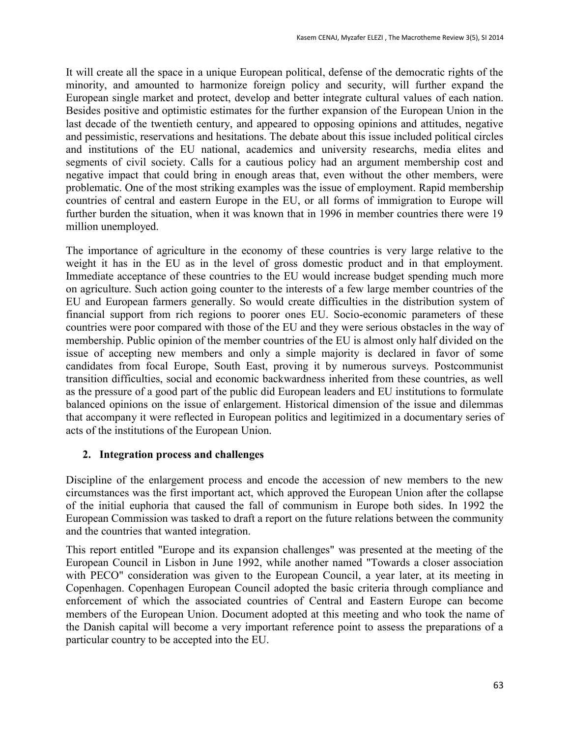It will create all the space in a unique European political, defense of the democratic rights of the minority, and amounted to harmonize foreign policy and security, will further expand the European single market and protect, develop and better integrate cultural values of each nation. Besides positive and optimistic estimates for the further expansion of the European Union in the last decade of the twentieth century, and appeared to opposing opinions and attitudes, negative and pessimistic, reservations and hesitations. The debate about this issue included political circles and institutions of the EU national, academics and university researchs, media elites and segments of civil society. Calls for a cautious policy had an argument membership cost and negative impact that could bring in enough areas that, even without the other members, were problematic. One of the most striking examples was the issue of employment. Rapid membership countries of central and eastern Europe in the EU, or all forms of immigration to Europe will further burden the situation, when it was known that in 1996 in member countries there were 19 million unemployed.

The importance of agriculture in the economy of these countries is very large relative to the weight it has in the EU as in the level of gross domestic product and in that employment. Immediate acceptance of these countries to the EU would increase budget spending much more on agriculture. Such action going counter to the interests of a few large member countries of the EU and European farmers generally. So would create difficulties in the distribution system of financial support from rich regions to poorer ones EU. Socio-economic parameters of these countries were poor compared with those of the EU and they were serious obstacles in the way of membership. Public opinion of the member countries of the EU is almost only half divided on the issue of accepting new members and only a simple majority is declared in favor of some candidates from focal Europe, South East, proving it by numerous surveys. Postcommunist transition difficulties, social and economic backwardness inherited from these countries, as well as the pressure of a good part of the public did European leaders and EU institutions to formulate balanced opinions on the issue of enlargement. Historical dimension of the issue and dilemmas that accompany it were reflected in European politics and legitimized in a documentary series of acts of the institutions of the European Union.

## 2. Integration process and challenges

Discipline of the enlargement process and encode the accession of new members to the new circumstances was the first important act, which approved the European Union after the collapse of the initial euphoria that caused the fall of communism in Europe both sides. In 1992 the European Commission was tasked to draft a report on the future relations between the community and the countries that wanted integration.

This report entitled "Europe and its expansion challenges" was presented at the meeting of the European Council in Lisbon in June 1992, while another named "Towards a closer association with PECO" consideration was given to the European Council, a year later, at its meeting in Copenhagen. Copenhagen European Council adopted the basic criteria through compliance and enforcement of which the associated countries of Central and Eastern Europe can become members of the European Union. Document adopted at this meeting and who took the name of the Danish capital will become a very important reference point to assess the preparations of a particular country to be accepted into the EU.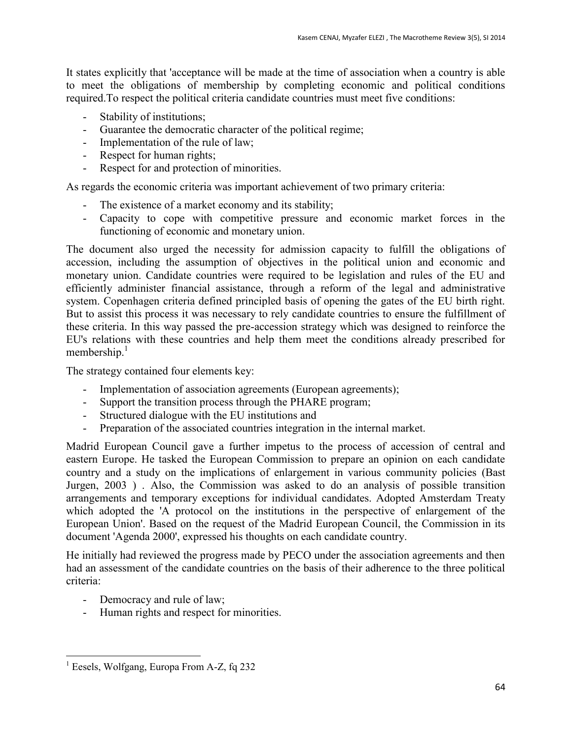It states explicitly that 'acceptance will be made at the time of association when a country is able to meet the obligations of membership by completing economic and political conditions required.To respect the political criteria candidate countries must meet five conditions:

- Stability of institutions;
- Guarantee the democratic character of the political regime;
- Implementation of the rule of law;
- Respect for human rights;
- Respect for and protection of minorities.

As regards the economic criteria was important achievement of two primary criteria:

- The existence of a market economy and its stability;
- Capacity to cope with competitive pressure and economic market forces in the functioning of economic and monetary union.

The document also urged the necessity for admission capacity to fulfill the obligations of accession, including the assumption of objectives in the political union and economic and monetary union. Candidate countries were required to be legislation and rules of the EU and efficiently administer financial assistance, through a reform of the legal and administrative system. Copenhagen criteria defined principled basis of opening the gates of the EU birth right. But to assist this process it was necessary to rely candidate countries to ensure the fulfillment of these criteria. In this way passed the pre-accession strategy which was designed to reinforce the EU's relations with these countries and help them meet the conditions already prescribed for membership.[1]

The strategy contained four elements key:

- Implementation of association agreements (European agreements);
- Support the transition process through the PHARE program;
- Structured dialogue with the EU institutions and
- Preparation of the associated countries integration in the internal market.

Madrid European Council gave a further impetus to the process of accession of central and eastern Europe. He tasked the European Commission to prepare an opinion on each candidate country and a study on the implications of enlargement in various community policies (Bast Jurgen, 2003 ) . Also, the Commission was asked to do an analysis of possible transition arrangements and temporary exceptions for individual candidates. Adopted Amsterdam Treaty which adopted the 'A protocol on the institutions in the perspective of enlargement of the European Union'. Based on the request of the Madrid European Council, the Commission in its document 'Agenda 2000', expressed his thoughts on each candidate country.

He initially had reviewed the progress made by PECO under the association agreements and then had an assessment of the candidate countries on the basis of their adherence to the three political criteria:

- Democracy and rule of law;
- Human rights and respect for minorities.

[1] Eesels, Wolfgang, Europa From A-Z, fq 232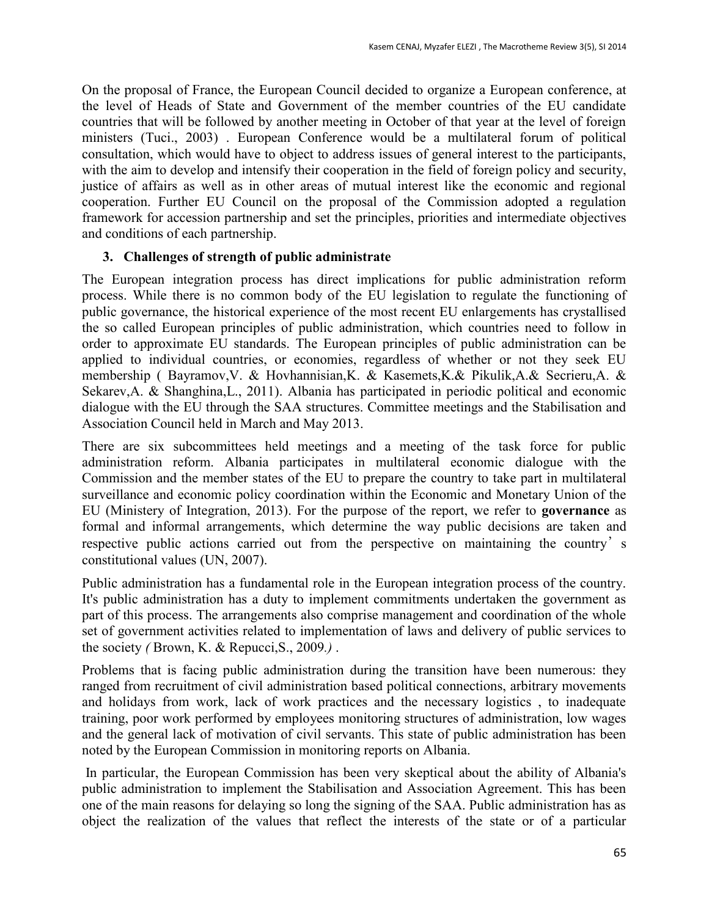On the proposal of France, the European Council decided to organize a European conference, at the level of Heads of State and Government of the member countries of the EU candidate countries that will be followed by another meeting in October of that year at the level of foreign ministers (Tuci., 2003) . European Conference would be a multilateral forum of political consultation, which would have to object to address issues of general interest to the participants, with the aim to develop and intensify their cooperation in the field of foreign policy and security, justice of affairs as well as in other areas of mutual interest like the economic and regional cooperation. Further EU Council on the proposal of the Commission adopted a regulation framework for accession partnership and set the principles, priorities and intermediate objectives and conditions of each partnership.

## 3. Challenges of strength of public administrate

The European integration process has direct implications for public administration reform process. While there is no common body of the EU legislation to regulate the functioning of public governance, the historical experience of the most recent EU enlargements has crystallised the so called European principles of public administration, which countries need to follow in order to approximate EU standards. The European principles of public administration can be applied to individual countries, or economies, regardless of whether or not they seek EU membership ( Bayramov,V. & Hovhannisian,K. & Kasemets,K.& Pikulik,A.& Secrieru,A. & Sekarev,A. & Shanghina,L., 2011). Albania has participated in periodic political and economic dialogue with the EU through the SAA structures. Committee meetings and the Stabilisation and Association Council held in March and May 2013.

There are six subcommittees held meetings and a meeting of the task force for public administration reform. Albania participates in multilateral economic dialogue with the Commission and the member states of the EU to prepare the country to take part in multilateral surveillance and economic policy coordination within the Economic and Monetary Union of the EU (Ministery of Integration, 2013). For the purpose of the report, we refer to **governance** as formal and informal arrangements, which determine the way public decisions are taken and respective public actions carried out from the perspective on maintaining the country's constitutional values (UN, 2007).

Public administration has a fundamental role in the European integration process of the country. It's public administration has a duty to implement commitments undertaken the government as part of this process. The arrangements also comprise management and coordination of the whole set of government activities related to implementation of laws and delivery of public services to the society *(* Brown, K. & Repucci,S., 2009*.)* .

Problems that is facing public administration during the transition have been numerous: they ranged from recruitment of civil administration based political connections, arbitrary movements and holidays from work, lack of work practices and the necessary logistics , to inadequate training, poor work performed by employees monitoring structures of administration, low wages and the general lack of motivation of civil servants. This state of public administration has been noted by the European Commission in monitoring reports on Albania.

In particular, the European Commission has been very skeptical about the ability of Albania's public administration to implement the Stabilisation and Association Agreement. This has been one of the main reasons for delaying so long the signing of the SAA. Public administration has as object the realization of the values that reflect the interests of the state or of a particular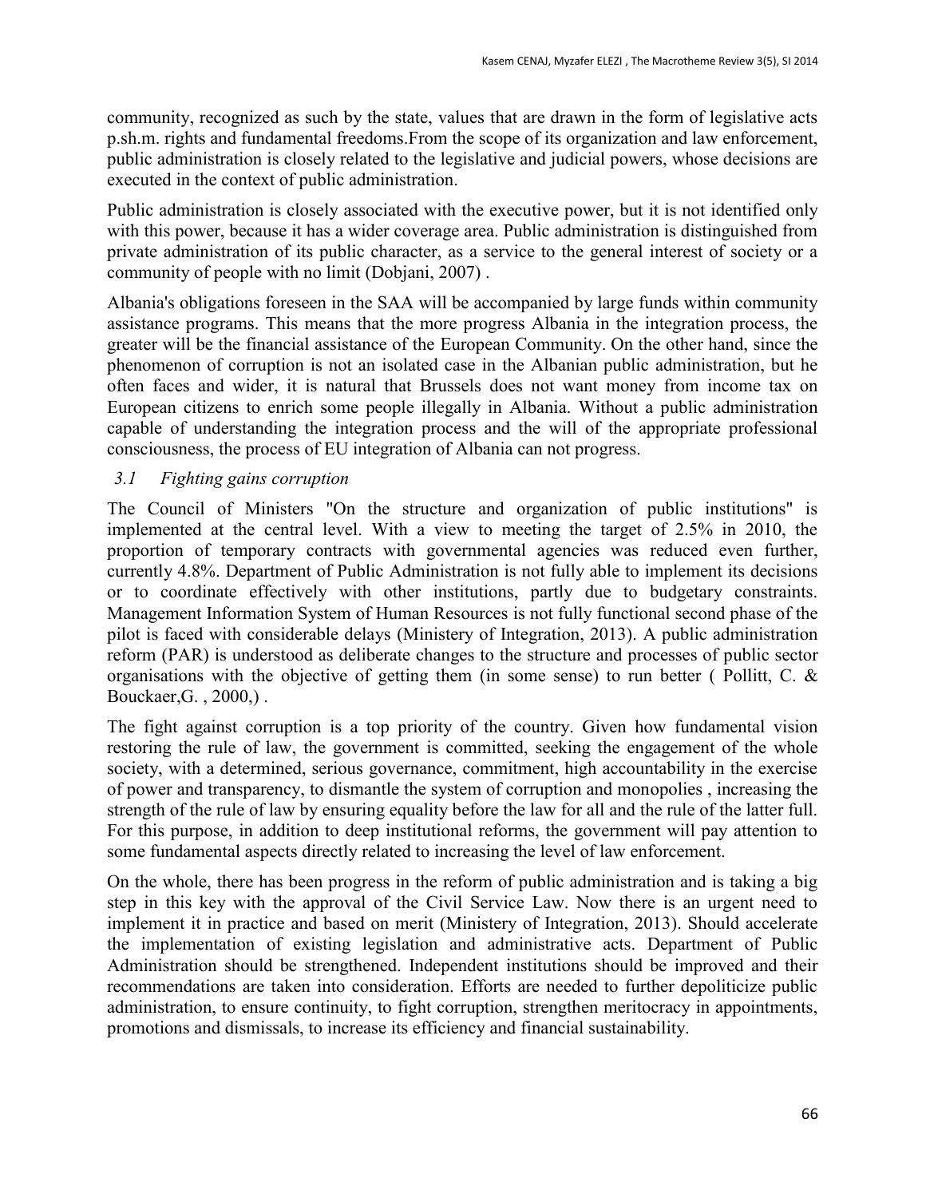community, recognized as such by the state, values that are drawn in the form of legislative acts p.sh.m. rights and fundamental freedoms.From the scope of its organization and law enforcement, public administration is closely related to the legislative and judicial powers, whose decisions are executed in the context of public administration.

Public administration is closely associated with the executive power, but it is not identified only with this power, because it has a wider coverage area. Public administration is distinguished from private administration of its public character, as a service to the general interest of society or a community of people with no limit (Dobjani, 2007) .

Albania's obligations foreseen in the SAA will be accompanied by large funds within community assistance programs. This means that the more progress Albania in the integration process, the greater will be the financial assistance of the European Community. On the other hand, since the phenomenon of corruption is not an isolated case in the Albanian public administration, but he often faces and wider, it is natural that Brussels does not want money from income tax on European citizens to enrich some people illegally in Albania. Without a public administration capable of understanding the integration process and the will of the appropriate professional consciousness, the process of EU integration of Albania can not progress.

### *3.1 Fighting gains corruption*

The Council of Ministers "On the structure and organization of public institutions" is implemented at the central level. With a view to meeting the target of 2.5% in 2010, the proportion of temporary contracts with governmental agencies was reduced even further, currently 4.8%. Department of Public Administration is not fully able to implement its decisions or to coordinate effectively with other institutions, partly due to budgetary constraints. Management Information System of Human Resources is not fully functional second phase of the pilot is faced with considerable delays (Ministery of Integration, 2013). A public administration reform (PAR) is understood as deliberate changes to the structure and processes of public sector organisations with the objective of getting them (in some sense) to run better ( Pollitt, C. & Bouckaer,G. , 2000,) .

The fight against corruption is a top priority of the country. Given how fundamental vision restoring the rule of law, the government is committed, seeking the engagement of the whole society, with a determined, serious governance, commitment, high accountability in the exercise of power and transparency, to dismantle the system of corruption and monopolies , increasing the strength of the rule of law by ensuring equality before the law for all and the rule of the latter full. For this purpose, in addition to deep institutional reforms, the government will pay attention to some fundamental aspects directly related to increasing the level of law enforcement.

On the whole, there has been progress in the reform of public administration and is taking a big step in this key with the approval of the Civil Service Law. Now there is an urgent need to implement it in practice and based on merit (Ministery of Integration, 2013). Should accelerate the implementation of existing legislation and administrative acts. Department of Public Administration should be strengthened. Independent institutions should be improved and their recommendations are taken into consideration. Efforts are needed to further depoliticize public administration, to ensure continuity, to fight corruption, strengthen meritocracy in appointments, promotions and dismissals, to increase its efficiency and financial sustainability.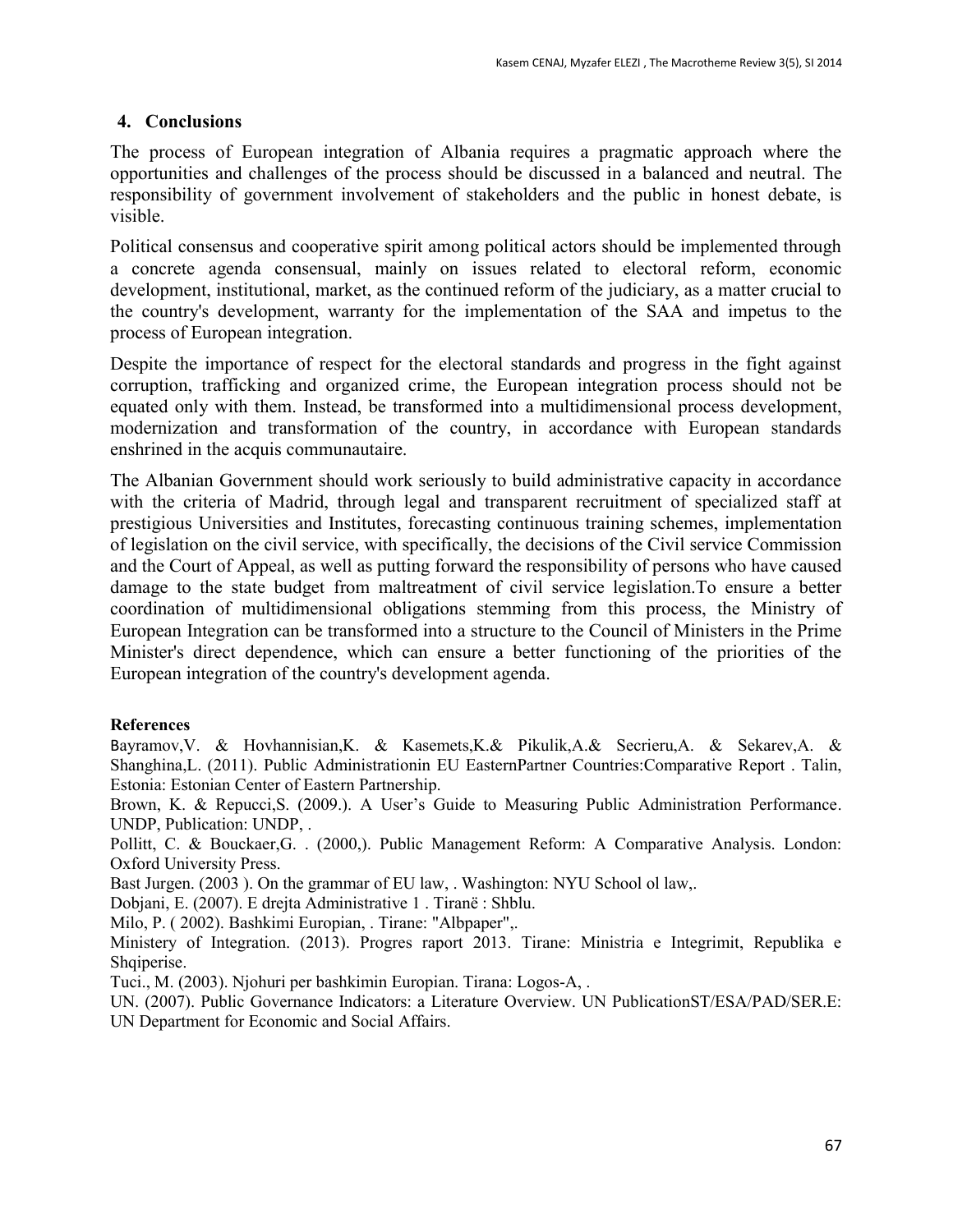## 4. Conclusions

The process of European integration of Albania requires a pragmatic approach where the opportunities and challenges of the process should be discussed in a balanced and neutral. The responsibility of government involvement of stakeholders and the public in honest debate, is visible.

Political consensus and cooperative spirit among political actors should be implemented through a concrete agenda consensual, mainly on issues related to electoral reform, economic development, institutional, market, as the continued reform of the judiciary, as a matter crucial to the country's development, warranty for the implementation of the SAA and impetus to the process of European integration.

Despite the importance of respect for the electoral standards and progress in the fight against corruption, trafficking and organized crime, the European integration process should not be equated only with them. Instead, be transformed into a multidimensional process development, modernization and transformation of the country, in accordance with European standards enshrined in the acquis communautaire.

The Albanian Government should work seriously to build administrative capacity in accordance with the criteria of Madrid, through legal and transparent recruitment of specialized staff at prestigious Universities and Institutes, forecasting continuous training schemes, implementation of legislation on the civil service, with specifically, the decisions of the Civil service Commission and the Court of Appeal, as well as putting forward the responsibility of persons who have caused damage to the state budget from maltreatment of civil service legislation.To ensure a better coordination of multidimensional obligations stemming from this process, the Ministry of European Integration can be transformed into a structure to the Council of Ministers in the Prime Minister's direct dependence, which can ensure a better functioning of the priorities of the European integration of the country's development agenda.

**References**

Bayramov,V. & Hovhannisian,K. & Kasemets,K.& Pikulik,A.& Secrieru,A. & Sekarev,A. & Shanghina,L. (2011). Public Administrationin EU EasternPartner Countries:Comparative Report . Talin, Estonia: Estonian Center of Eastern Partnership.

Brown, K. & Repucci,S. (2009.). A User's Guide to Measuring Public Administration Performance. UNDP, Publication: UNDP, .

Pollitt, C. & Bouckaer,G. . (2000,). Public Management Reform: A Comparative Analysis. London: Oxford University Press.

Bast Jurgen. (2003 ). On the grammar of EU law, . Washington: NYU School ol law,.

Dobjani, E. (2007). E drejta Administrative 1 . Tiranë : Shblu.

Milo, P. ( 2002). Bashkimi Europian, . Tirane: "Albpaper",.

Ministery of Integration. (2013). Progres raport 2013. Tirane: Ministria e Integrimit, Republika e Shqiperise.

Tuci., M. (2003). Njohuri per bashkimin Europian. Tirana: Logos-A, .

UN. (2007). Public Governance Indicators: a Literature Overview. UN PublicationST/ESA/PAD/SER.E: UN Department for Economic and Social Affairs.